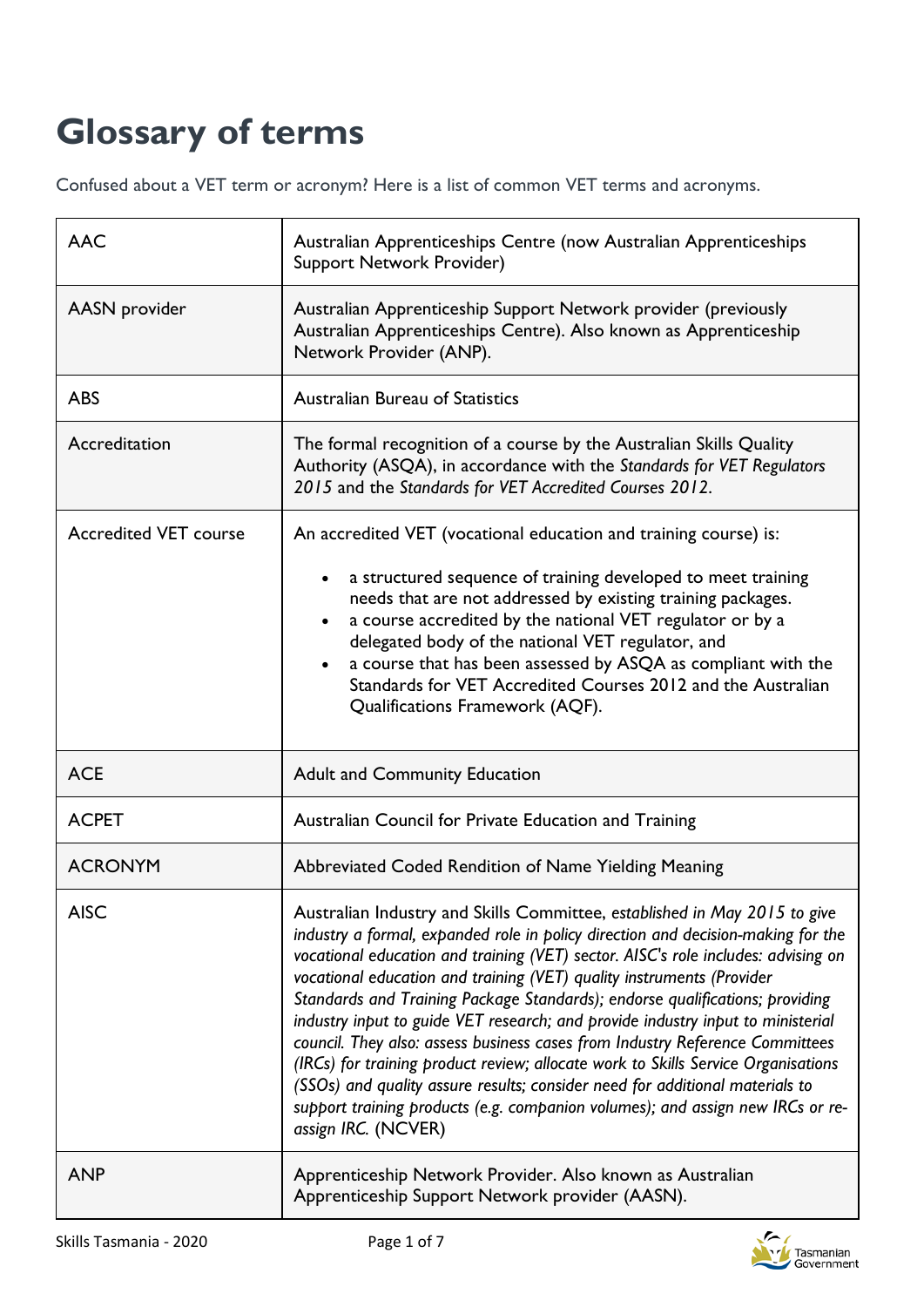# Glossary of terms

Confused about a VET term or acronym? Here is a list of common VET terms and acronyms.

| | |
|---|---|
| AAC | Australian Apprenticeships Centre (now Australian Apprenticeships Support Network Provider) |
| AASN provider | Australian Apprenticeship Support Network provider (previously Australian Apprenticeships Centre). Also known as Apprenticeship Network Provider (ANP). |
| ABS | Australian Bureau of Statistics |
| Accreditation | The formal recognition of a course by the Australian Skills Quality Authority (ASQA), in accordance with the *Standards for VET Regulators 2015* and the *Standards for VET Accredited Courses 2012*. |
| Accredited VET course | An accredited VET (vocational education and training course) is:<br>• a structured sequence of training developed to meet training needs that are not addressed by existing training packages.<br>• a course accredited by the national VET regulator or by a delegated body of the national VET regulator, and<br>• a course that has been assessed by ASQA as compliant with the Standards for VET Accredited Courses 2012 and the Australian Qualifications Framework (AQF). |
| ACE | Adult and Community Education |
| ACPET | Australian Council for Private Education and Training |
| ACRONYM | Abbreviated Coded Rendition of Name Yielding Meaning |
| AISC | Australian Industry and Skills Committee, *established in May 2015 to give industry a formal, expanded role in policy direction and decision-making for the vocational education and training (VET) sector. AISC's role includes: advising on vocational education and training (VET) quality instruments (Provider Standards and Training Package Standards); endorse qualifications; providing industry input to guide VET research; and provide industry input to ministerial council. They also: assess business cases from Industry Reference Committees (IRCs) for training product review; allocate work to Skills Service Organisations (SSOs) and quality assure results; consider need for additional materials to support training products (e.g. companion volumes); and assign new IRCs or re-assign IRC.* (NCVER) |
| ANP | Apprenticeship Network Provider. Also known as Australian Apprenticeship Support Network provider (AASN). |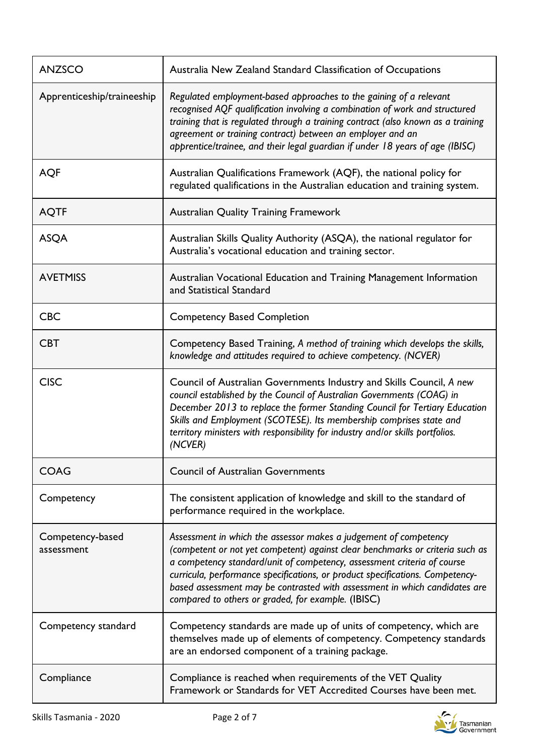| | |
|---|---|
| ANZSCO | Australia New Zealand Standard Classification of Occupations |
| Apprenticeship/traineeship | *Regulated employment-based approaches to the gaining of a relevant recognised AQF qualification involving a combination of work and structured training that is regulated through a training contract (also known as a training agreement or training contract) between an employer and an apprentice/trainee, and their legal guardian if under 18 years of age (IBISC)* |
| AQF | Australian Qualifications Framework (AQF), the national policy for regulated qualifications in the Australian education and training system. |
| AQTF | Australian Quality Training Framework |
| ASQA | Australian Skills Quality Authority (ASQA), the national regulator for Australia's vocational education and training sector. |
| AVETMISS | Australian Vocational Education and Training Management Information and Statistical Standard |
| CBC | Competency Based Completion |
| CBT | Competency Based Training, *A method of training which develops the skills, knowledge and attitudes required to achieve competency. (NCVER)* |
| CISC | Council of Australian Governments Industry and Skills Council, *A new council established by the Council of Australian Governments (COAG) in December 2013 to replace the former Standing Council for Tertiary Education Skills and Employment (SCOTESE). Its membership comprises state and territory ministers with responsibility for industry and/or skills portfolios. (NCVER)* |
| COAG | Council of Australian Governments |
| Competency | The consistent application of knowledge and skill to the standard of performance required in the workplace. |
| Competency-based assessment | *Assessment in which the assessor makes a judgement of competency (competent or not yet competent) against clear benchmarks or criteria such as a competency standard/unit of competency, assessment criteria of course curricula, performance specifications, or product specifications. Competency-based assessment may be contrasted with assessment in which candidates are compared to others or graded, for example.* (IBISC) |
| Competency standard | Competency standards are made up of units of competency, which are themselves made up of elements of competency. Competency standards are an endorsed component of a training package. |
| Compliance | Compliance is reached when requirements of the VET Quality Framework or Standards for VET Accredited Courses have been met. |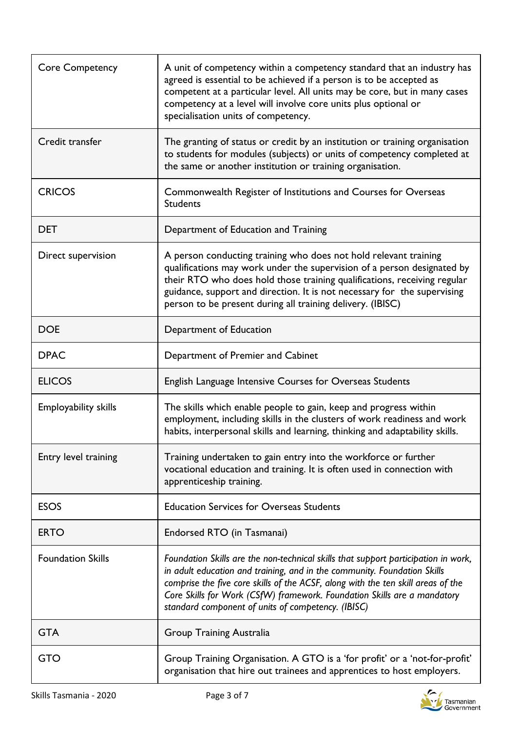| | |
|---|---|
| Core Competency | A unit of competency within a competency standard that an industry has agreed is essential to be achieved if a person is to be accepted as competent at a particular level. All units may be core, but in many cases competency at a level will involve core units plus optional or specialisation units of competency. |
| Credit transfer | The granting of status or credit by an institution or training organisation to students for modules (subjects) or units of competency completed at the same or another institution or training organisation. |
| CRICOS | Commonwealth Register of Institutions and Courses for Overseas Students |
| DET | Department of Education and Training |
| Direct supervision | A person conducting training who does not hold relevant training qualifications may work under the supervision of a person designated by their RTO who does hold those training qualifications, receiving regular guidance, support and direction. It is not necessary for the supervising person to be present during all training delivery. (IBISC) |
| DOE | Department of Education |
| DPAC | Department of Premier and Cabinet |
| ELICOS | English Language Intensive Courses for Overseas Students |
| Employability skills | The skills which enable people to gain, keep and progress within employment, including skills in the clusters of work readiness and work habits, interpersonal skills and learning, thinking and adaptability skills. |
| Entry level training | Training undertaken to gain entry into the workforce or further vocational education and training. It is often used in connection with apprenticeship training. |
| ESOS | Education Services for Overseas Students |
| ERTO | Endorsed RTO (in Tasmanai) |
| Foundation Skills | *Foundation Skills are the non-technical skills that support participation in work, in adult education and training, and in the community. Foundation Skills comprise the five core skills of the ACSF, along with the ten skill areas of the Core Skills for Work (CSfW) framework. Foundation Skills are a mandatory standard component of units of competency. (IBISC)* |
| GTA | Group Training Australia |
| GTO | Group Training Organisation. A GTO is a 'for profit' or a 'not-for-profit' organisation that hire out trainees and apprentices to host employers. |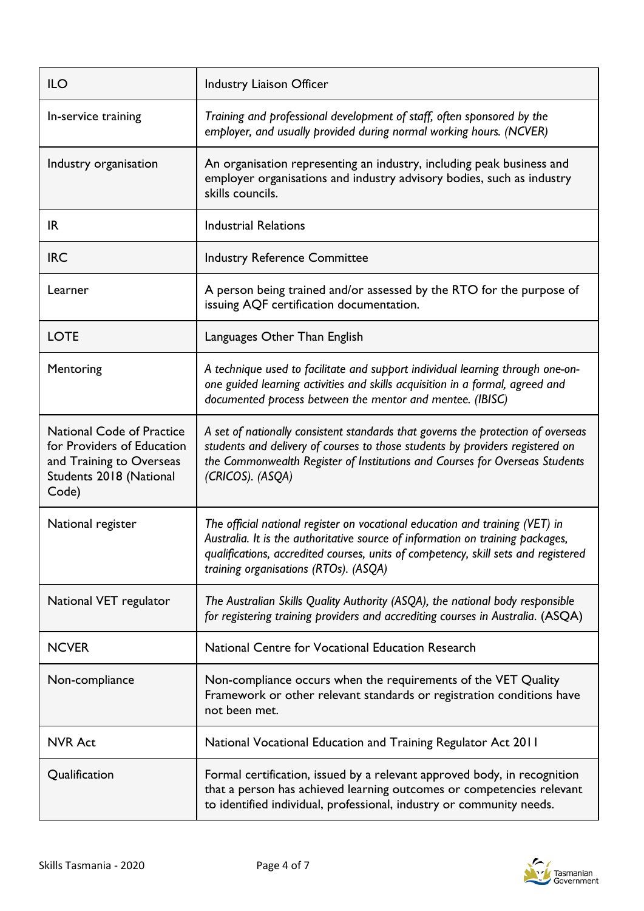| ILO | Industry Liaison Officer |
|---|---|
| In-service training | *Training and professional development of staff, often sponsored by the employer, and usually provided during normal working hours. (NCVER)* |
| Industry organisation | An organisation representing an industry, including peak business and employer organisations and industry advisory bodies, such as industry skills councils. |
| IR | Industrial Relations |
| IRC | Industry Reference Committee |
| Learner | A person being trained and/or assessed by the RTO for the purpose of issuing AQF certification documentation. |
| LOTE | Languages Other Than English |
| Mentoring | *A technique used to facilitate and support individual learning through one-on-one guided learning activities and skills acquisition in a formal, agreed and documented process between the mentor and mentee. (IBISC)* |
| National Code of Practice for Providers of Education and Training to Overseas Students 2018 (National Code) | *A set of nationally consistent standards that governs the protection of overseas students and delivery of courses to those students by providers registered on the Commonwealth Register of Institutions and Courses for Overseas Students (CRICOS). (ASQA)* |
| National register | *The official national register on vocational education and training (VET) in Australia. It is the authoritative source of information on training packages, qualifications, accredited courses, units of competency, skill sets and registered training organisations (RTOs). (ASQA)* |
| National VET regulator | *The Australian Skills Quality Authority (ASQA), the national body responsible for registering training providers and accrediting courses in Australia.* (ASQA) |
| NCVER | National Centre for Vocational Education Research |
| Non-compliance | Non-compliance occurs when the requirements of the VET Quality Framework or other relevant standards or registration conditions have not been met. |
| NVR Act | National Vocational Education and Training Regulator Act 2011 |
| Qualification | Formal certification, issued by a relevant approved body, in recognition that a person has achieved learning outcomes or competencies relevant to identified individual, professional, industry or community needs. |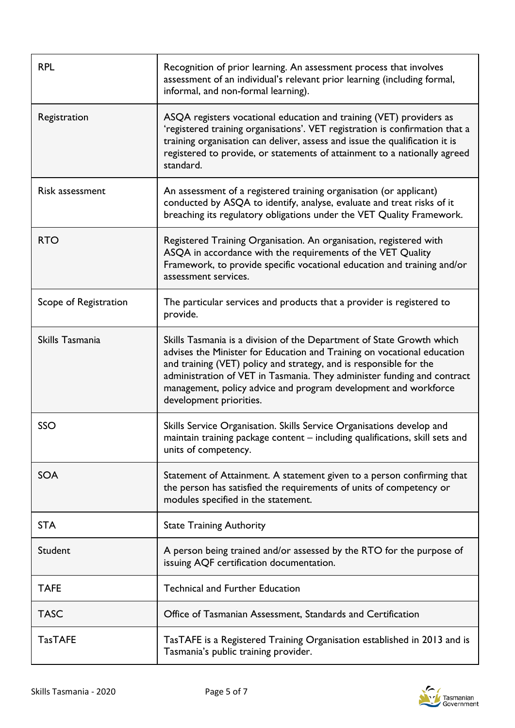| | |
|---|---|
| RPL | Recognition of prior learning. An assessment process that involves assessment of an individual's relevant prior learning (including formal, informal, and non-formal learning). |
| Registration | ASQA registers vocational education and training (VET) providers as 'registered training organisations'. VET registration is confirmation that a training organisation can deliver, assess and issue the qualification it is registered to provide, or statements of attainment to a nationally agreed standard. |
| Risk assessment | An assessment of a registered training organisation (or applicant) conducted by ASQA to identify, analyse, evaluate and treat risks of it breaching its regulatory obligations under the VET Quality Framework. |
| RTO | Registered Training Organisation. An organisation, registered with ASQA in accordance with the requirements of the VET Quality Framework, to provide specific vocational education and training and/or assessment services. |
| Scope of Registration | The particular services and products that a provider is registered to provide. |
| Skills Tasmania | Skills Tasmania is a division of the Department of State Growth which advises the Minister for Education and Training on vocational education and training (VET) policy and strategy, and is responsible for the administration of VET in Tasmania. They administer funding and contract management, policy advice and program development and workforce development priorities. |
| SSO | Skills Service Organisation. Skills Service Organisations develop and maintain training package content – including qualifications, skill sets and units of competency. |
| SOA | Statement of Attainment. A statement given to a person confirming that the person has satisfied the requirements of units of competency or modules specified in the statement. |
| STA | State Training Authority |
| Student | A person being trained and/or assessed by the RTO for the purpose of issuing AQF certification documentation. |
| TAFE | Technical and Further Education |
| TASC | Office of Tasmanian Assessment, Standards and Certification |
| TasTAFE | TasTAFE is a Registered Training Organisation established in 2013 and is Tasmania's public training provider. |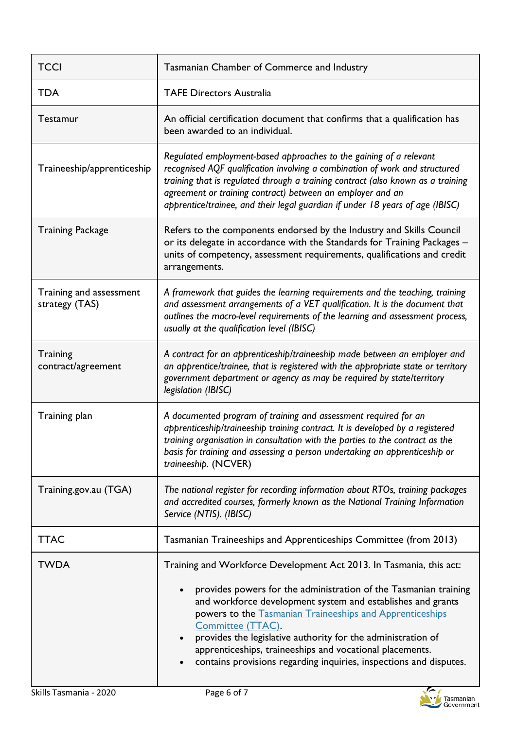| | |
|---|---|
| TCCI | Tasmanian Chamber of Commerce and Industry |
| TDA | TAFE Directors Australia |
| Testamur | An official certification document that confirms that a qualification has been awarded to an individual. |
| Traineeship/apprenticeship | *Regulated employment-based approaches to the gaining of a relevant recognised AQF qualification involving a combination of work and structured training that is regulated through a training contract (also known as a training agreement or training contract) between an employer and an apprentice/trainee, and their legal guardian if under 18 years of age (IBISC)* |
| Training Package | Refers to the components endorsed by the Industry and Skills Council or its delegate in accordance with the Standards for Training Packages – units of competency, assessment requirements, qualifications and credit arrangements. |
| Training and assessment strategy (TAS) | *A framework that guides the learning requirements and the teaching, training and assessment arrangements of a VET qualification. It is the document that outlines the macro-level requirements of the learning and assessment process, usually at the qualification level (IBISC)* |
| Training contract/agreement | *A contract for an apprenticeship/traineeship made between an employer and an apprentice/trainee, that is registered with the appropriate state or territory government department or agency as may be required by state/territory legislation (IBISC)* |
| Training plan | *A documented program of training and assessment required for an apprenticeship/traineeship training contract. It is developed by a registered training organisation in consultation with the parties to the contract as the basis for training and assessing a person undertaking an apprenticeship or traineeship.* (NCVER) |
| Training.gov.au (TGA) | *The national register for recording information about RTOs, training packages and accredited courses, formerly known as the National Training Information Service (NTIS). (IBISC)* |
| TTAC | Tasmanian Traineeships and Apprenticeships Committee (from 2013) |
| TWDA | Training and Workforce Development Act 2013. In Tasmania, this act:<br>• provides powers for the administration of the Tasmanian training and workforce development system and establishes and grants powers to the [Tasmanian Traineeships and Apprenticeships Committee (TTAC)](). <br>• provides the legislative authority for the administration of apprenticeships, traineeships and vocational placements.<br>• contains provisions regarding inquiries, inspections and disputes. |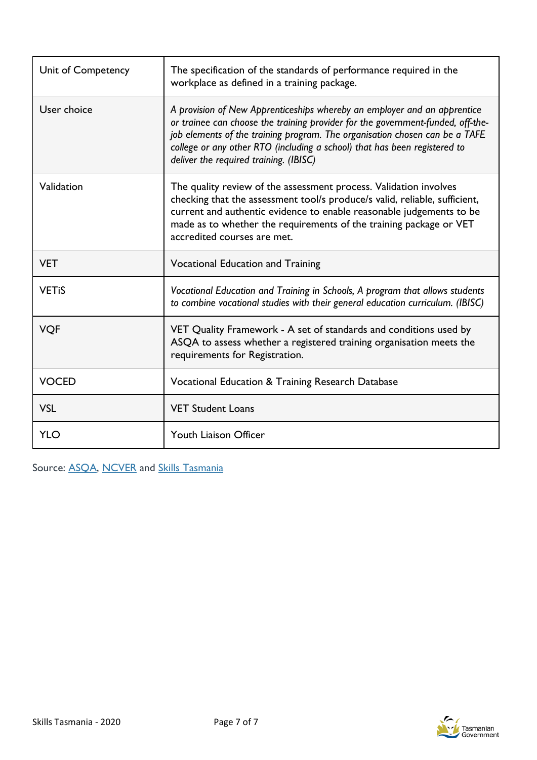| | |
|---|---|
| Unit of Competency | The specification of the standards of performance required in the workplace as defined in a training package. |
| User choice | *A provision of New Apprenticeships whereby an employer and an apprentice or trainee can choose the training provider for the government-funded, off-the-job elements of the training program. The organisation chosen can be a TAFE college or any other RTO (including a school) that has been registered to deliver the required training. (IBISC)* |
| Validation | The quality review of the assessment process. Validation involves checking that the assessment tool/s produce/s valid, reliable, sufficient, current and authentic evidence to enable reasonable judgements to be made as to whether the requirements of the training package or VET accredited courses are met. |
| VET | Vocational Education and Training |
| VETiS | *Vocational Education and Training in Schools, A program that allows students to combine vocational studies with their general education curriculum. (IBISC)* |
| VQF | VET Quality Framework - A set of standards and conditions used by ASQA to assess whether a registered training organisation meets the requirements for Registration. |
| VOCED | Vocational Education & Training Research Database |
| VSL | VET Student Loans |
| YLO | Youth Liaison Officer |

Source: ASQA, NCVER and Skills Tasmania